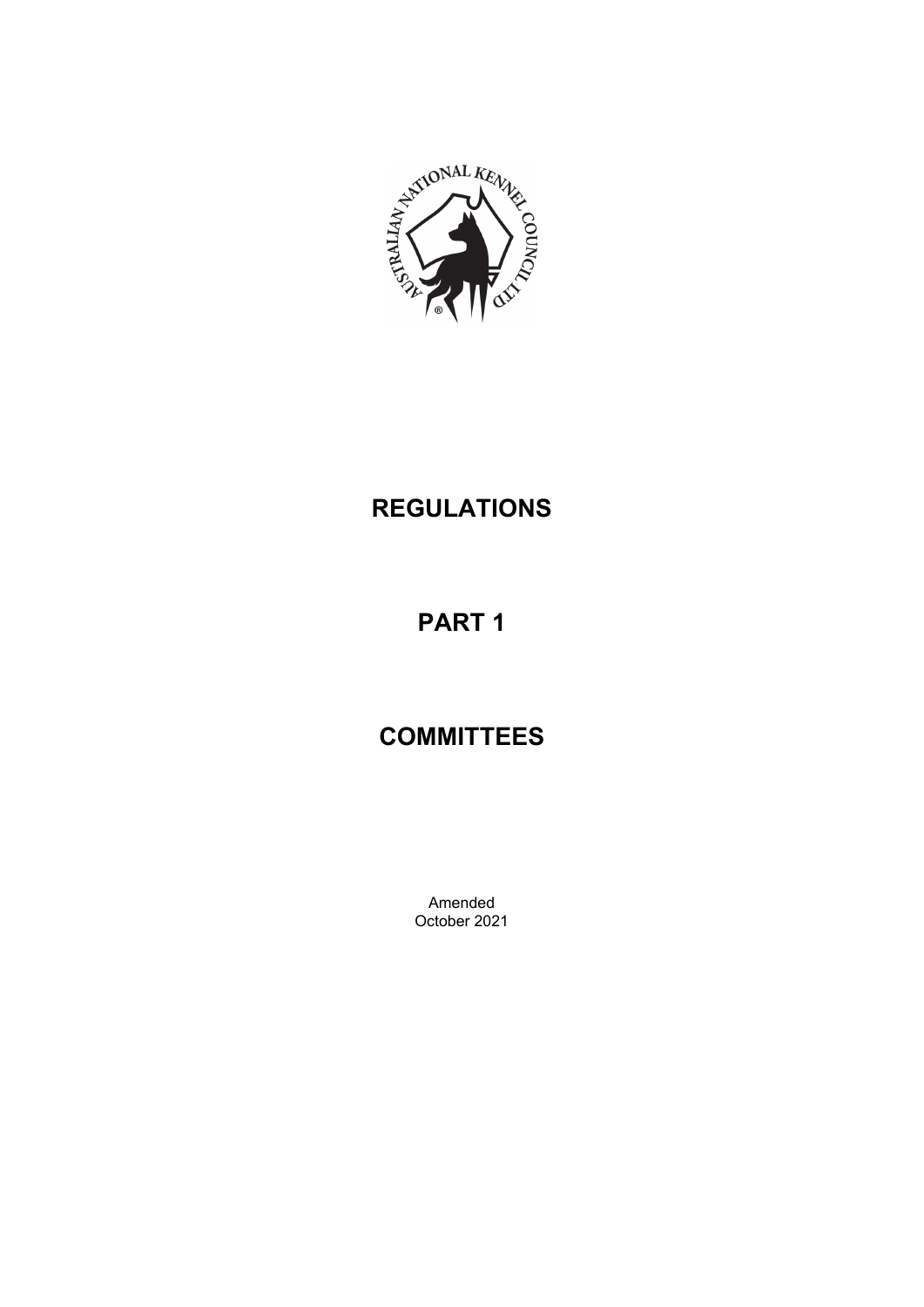# REGULATIONS

# PART 1

# COMMITTEES

Amended
October 2021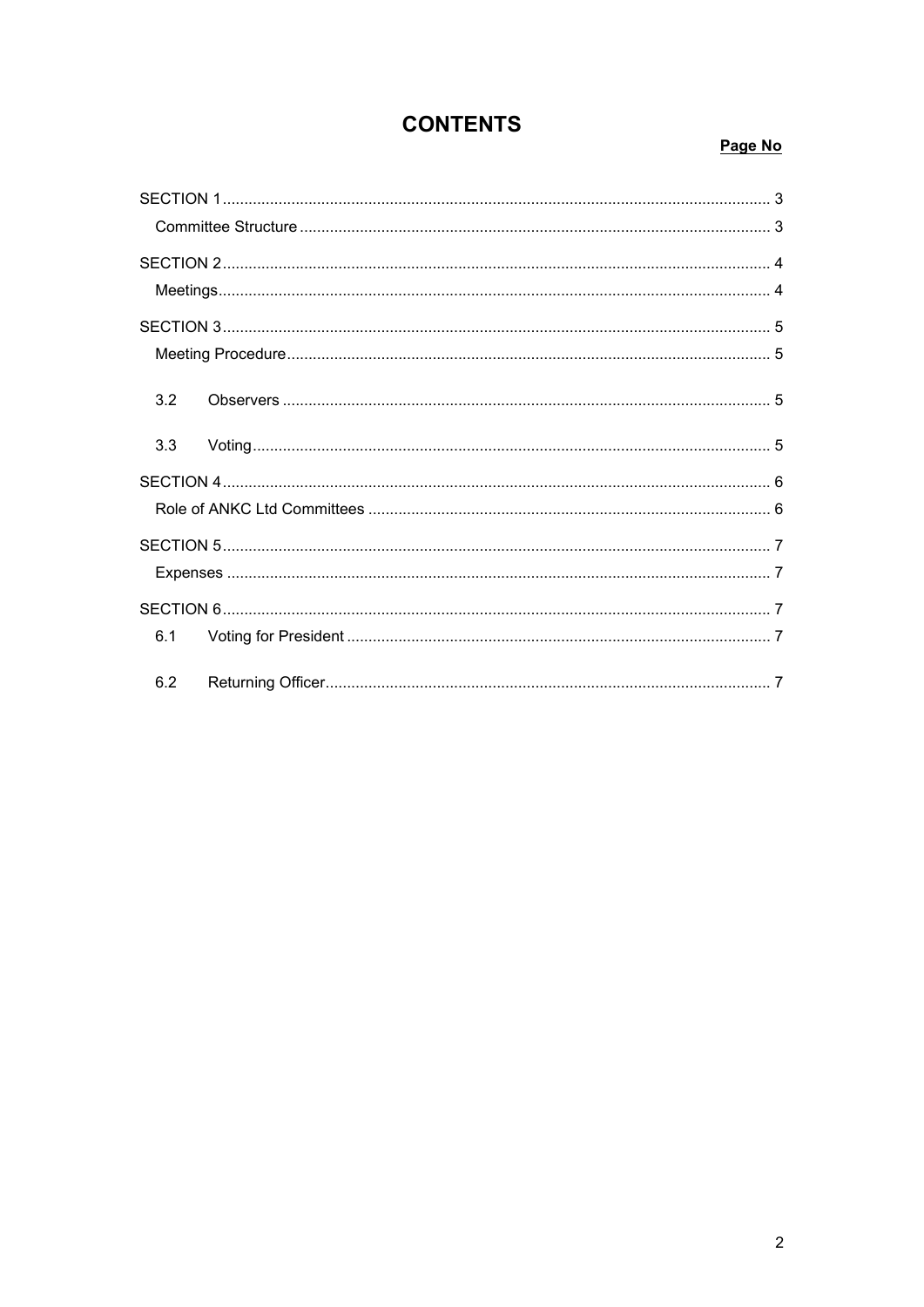# CONTENTS

**Page No**

| | |
|---|---|
| SECTION 1 | 3 |
| Committee Structure | 3 |
| SECTION 2 | 4 |
| Meetings | 4 |
| SECTION 3 | 5 |
| Meeting Procedure | 5 |
| 3.2 Observers | 5 |
| 3.3 Voting | 5 |
| SECTION 4 | 6 |
| Role of ANKC Ltd Committees | 6 |
| SECTION 5 | 7 |
| Expenses | 7 |
| SECTION 6 | 7 |
| 6.1 Voting for President | 7 |
| 6.2 Returning Officer | 7 |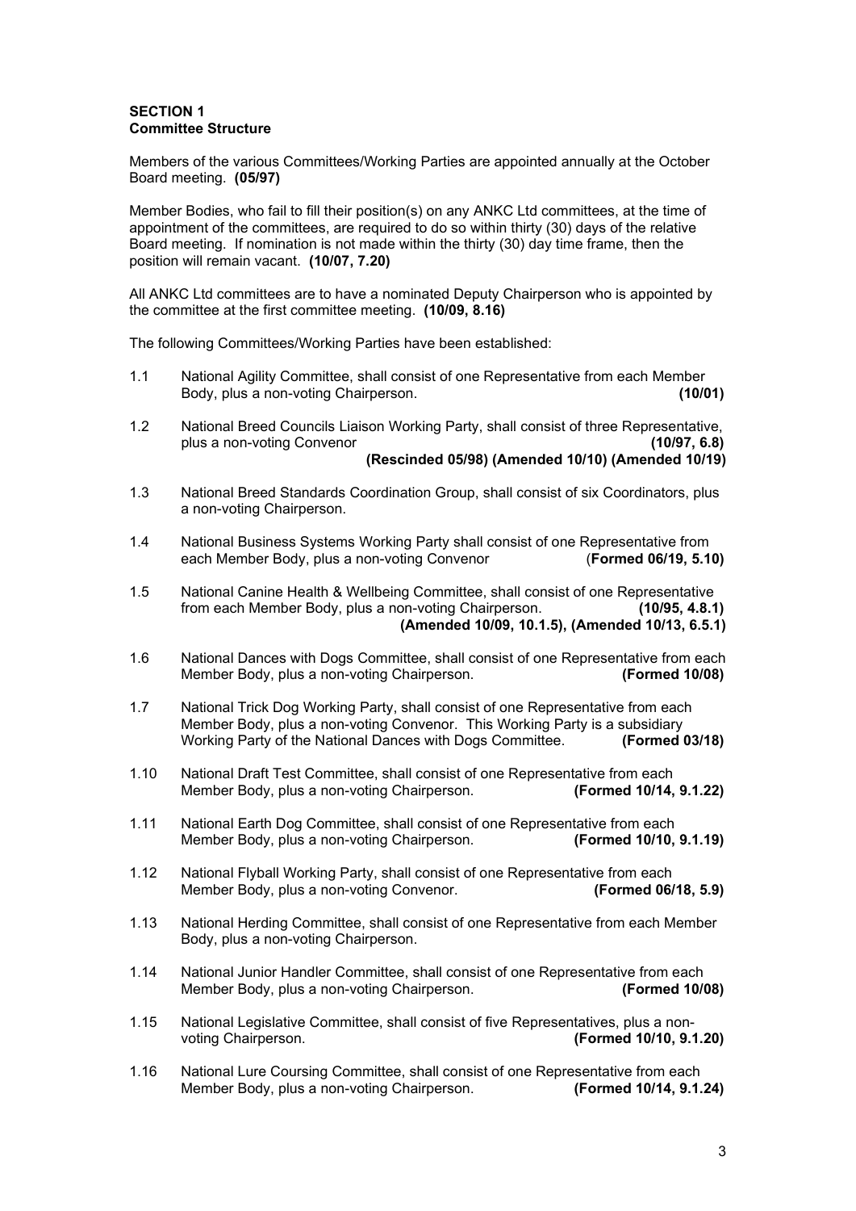**SECTION 1**
**Committee Structure**

Members of the various Committees/Working Parties are appointed annually at the October Board meeting. **(05/97)**

Member Bodies, who fail to fill their position(s) on any ANKC Ltd committees, at the time of appointment of the committees, are required to do so within thirty (30) days of the relative Board meeting. If nomination is not made within the thirty (30) day time frame, then the position will remain vacant. **(10/07, 7.20)**

All ANKC Ltd committees are to have a nominated Deputy Chairperson who is appointed by the committee at the first committee meeting. **(10/09, 8.16)**

The following Committees/Working Parties have been established:

1.1 National Agility Committee, shall consist of one Representative from each Member Body, plus a non-voting Chairperson. **(10/01)**

1.2 National Breed Councils Liaison Working Party, shall consist of three Representative, plus a non-voting Convenor **(10/97, 6.8) (Rescinded 05/98) (Amended 10/10) (Amended 10/19)**

1.3 National Breed Standards Coordination Group, shall consist of six Coordinators, plus a non-voting Chairperson.

1.4 National Business Systems Working Party shall consist of one Representative from each Member Body, plus a non-voting Convenor (**Formed 06/19, 5.10)**

1.5 National Canine Health & Wellbeing Committee, shall consist of one Representative from each Member Body, plus a non-voting Chairperson. **(10/95, 4.8.1) (Amended 10/09, 10.1.5), (Amended 10/13, 6.5.1)**

1.6 National Dances with Dogs Committee, shall consist of one Representative from each Member Body, plus a non-voting Chairperson. **(Formed 10/08)**

1.7 National Trick Dog Working Party, shall consist of one Representative from each Member Body, plus a non-voting Convenor. This Working Party is a subsidiary Working Party of the National Dances with Dogs Committee. **(Formed 03/18)**

1.10 National Draft Test Committee, shall consist of one Representative from each Member Body, plus a non-voting Chairperson. **(Formed 10/14, 9.1.22)**

1.11 National Earth Dog Committee, shall consist of one Representative from each Member Body, plus a non-voting Chairperson. **(Formed 10/10, 9.1.19)**

1.12 National Flyball Working Party, shall consist of one Representative from each Member Body, plus a non-voting Convenor. **(Formed 06/18, 5.9)**

1.13 National Herding Committee, shall consist of one Representative from each Member Body, plus a non-voting Chairperson.

1.14 National Junior Handler Committee, shall consist of one Representative from each Member Body, plus a non-voting Chairperson. **(Formed 10/08)**

1.15 National Legislative Committee, shall consist of five Representatives, plus a non-voting Chairperson. **(Formed 10/10, 9.1.20)**

1.16 National Lure Coursing Committee, shall consist of one Representative from each Member Body, plus a non-voting Chairperson. **(Formed 10/14, 9.1.24)**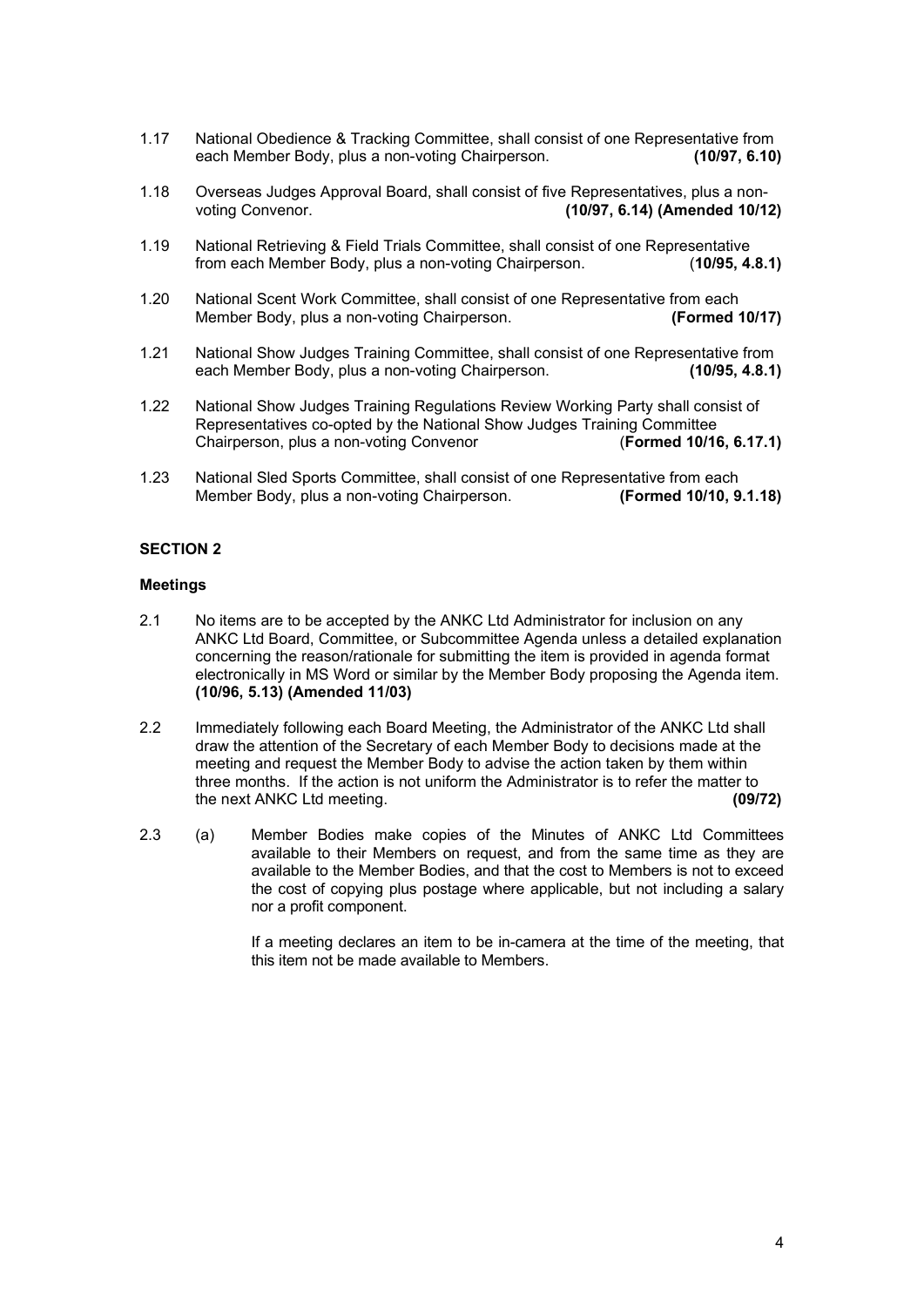1.17 National Obedience & Tracking Committee, shall consist of one Representative from each Member Body, plus a non-voting Chairperson. **(10/97, 6.10)**

1.18 Overseas Judges Approval Board, shall consist of five Representatives, plus a non-voting Convenor. **(10/97, 6.14) (Amended 10/12)**

1.19 National Retrieving & Field Trials Committee, shall consist of one Representative from each Member Body, plus a non-voting Chairperson. (**10/95, 4.8.1)**

1.20 National Scent Work Committee, shall consist of one Representative from each Member Body, plus a non-voting Chairperson. **(Formed 10/17)**

1.21 National Show Judges Training Committee, shall consist of one Representative from each Member Body, plus a non-voting Chairperson. **(10/95, 4.8.1)**

1.22 National Show Judges Training Regulations Review Working Party shall consist of Representatives co-opted by the National Show Judges Training Committee Chairperson, plus a non-voting Convenor (**Formed 10/16, 6.17.1)**

1.23 National Sled Sports Committee, shall consist of one Representative from each Member Body, plus a non-voting Chairperson. **(Formed 10/10, 9.1.18)**

## SECTION 2

### Meetings

2.1 No items are to be accepted by the ANKC Ltd Administrator for inclusion on any ANKC Ltd Board, Committee, or Subcommittee Agenda unless a detailed explanation concerning the reason/rationale for submitting the item is provided in agenda format electronically in MS Word or similar by the Member Body proposing the Agenda item. **(10/96, 5.13) (Amended 11/03)**

2.2 Immediately following each Board Meeting, the Administrator of the ANKC Ltd shall draw the attention of the Secretary of each Member Body to decisions made at the meeting and request the Member Body to advise the action taken by them within three months. If the action is not uniform the Administrator is to refer the matter to the next ANKC Ltd meeting. **(09/72)**

2.3 (a) Member Bodies make copies of the Minutes of ANKC Ltd Committees available to their Members on request, and from the same time as they are available to the Member Bodies, and that the cost to Members is not to exceed the cost of copying plus postage where applicable, but not including a salary nor a profit component.

If a meeting declares an item to be in-camera at the time of the meeting, that this item not be made available to Members.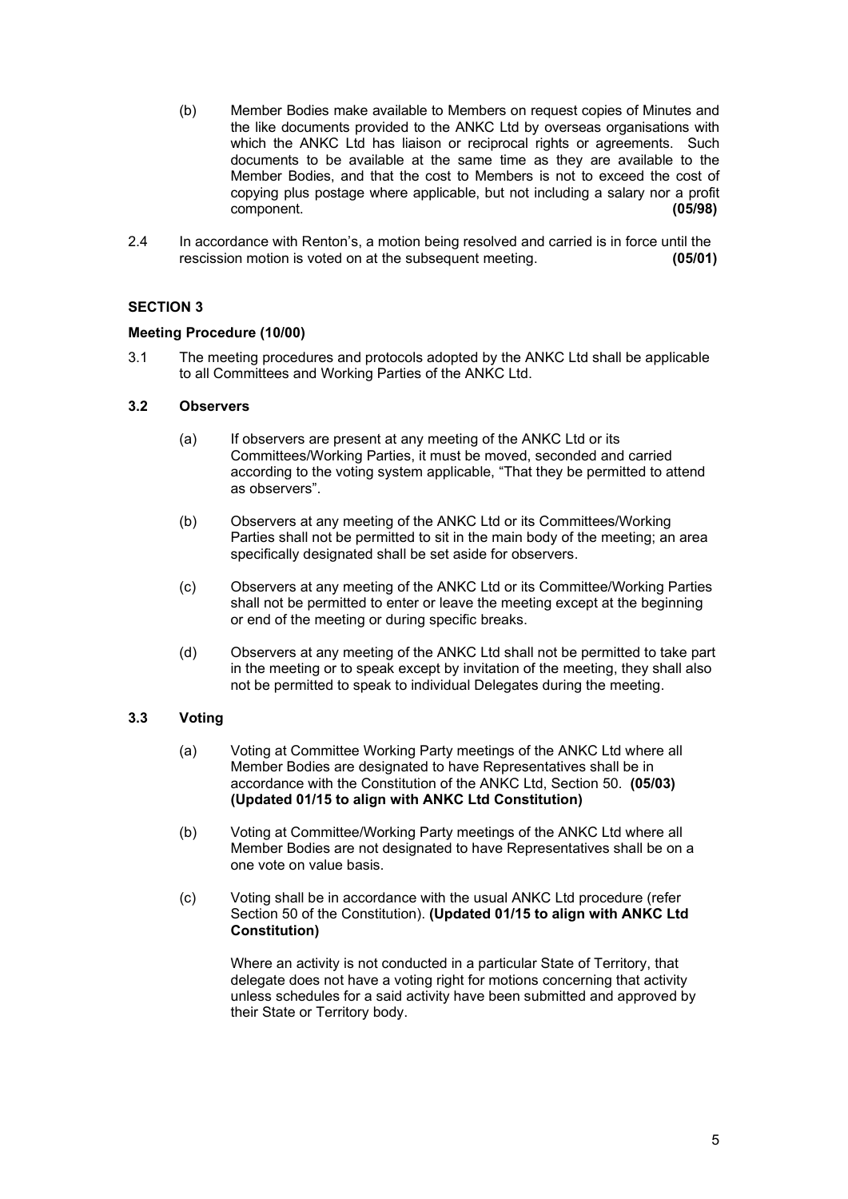(b) Member Bodies make available to Members on request copies of Minutes and the like documents provided to the ANKC Ltd by overseas organisations with which the ANKC Ltd has liaison or reciprocal rights or agreements. Such documents to be available at the same time as they are available to the Member Bodies, and that the cost to Members is not to exceed the cost of copying plus postage where applicable, but not including a salary nor a profit component. **(05/98)**

2.4 In accordance with Renton's, a motion being resolved and carried is in force until the rescission motion is voted on at the subsequent meeting. **(05/01)**

## SECTION 3

### Meeting Procedure (10/00)

3.1 The meeting procedures and protocols adopted by the ANKC Ltd shall be applicable to all Committees and Working Parties of the ANKC Ltd.

### 3.2 Observers

(a) If observers are present at any meeting of the ANKC Ltd or its Committees/Working Parties, it must be moved, seconded and carried according to the voting system applicable, "That they be permitted to attend as observers".

(b) Observers at any meeting of the ANKC Ltd or its Committees/Working Parties shall not be permitted to sit in the main body of the meeting; an area specifically designated shall be set aside for observers.

(c) Observers at any meeting of the ANKC Ltd or its Committee/Working Parties shall not be permitted to enter or leave the meeting except at the beginning or end of the meeting or during specific breaks.

(d) Observers at any meeting of the ANKC Ltd shall not be permitted to take part in the meeting or to speak except by invitation of the meeting, they shall also not be permitted to speak to individual Delegates during the meeting.

### 3.3 Voting

(a) Voting at Committee Working Party meetings of the ANKC Ltd where all Member Bodies are designated to have Representatives shall be in accordance with the Constitution of the ANKC Ltd, Section 50. **(05/03) (Updated 01/15 to align with ANKC Ltd Constitution)**

(b) Voting at Committee/Working Party meetings of the ANKC Ltd where all Member Bodies are not designated to have Representatives shall be on a one vote on value basis.

(c) Voting shall be in accordance with the usual ANKC Ltd procedure (refer Section 50 of the Constitution). **(Updated 01/15 to align with ANKC Ltd Constitution)**

Where an activity is not conducted in a particular State of Territory, that delegate does not have a voting right for motions concerning that activity unless schedules for a said activity have been submitted and approved by their State or Territory body.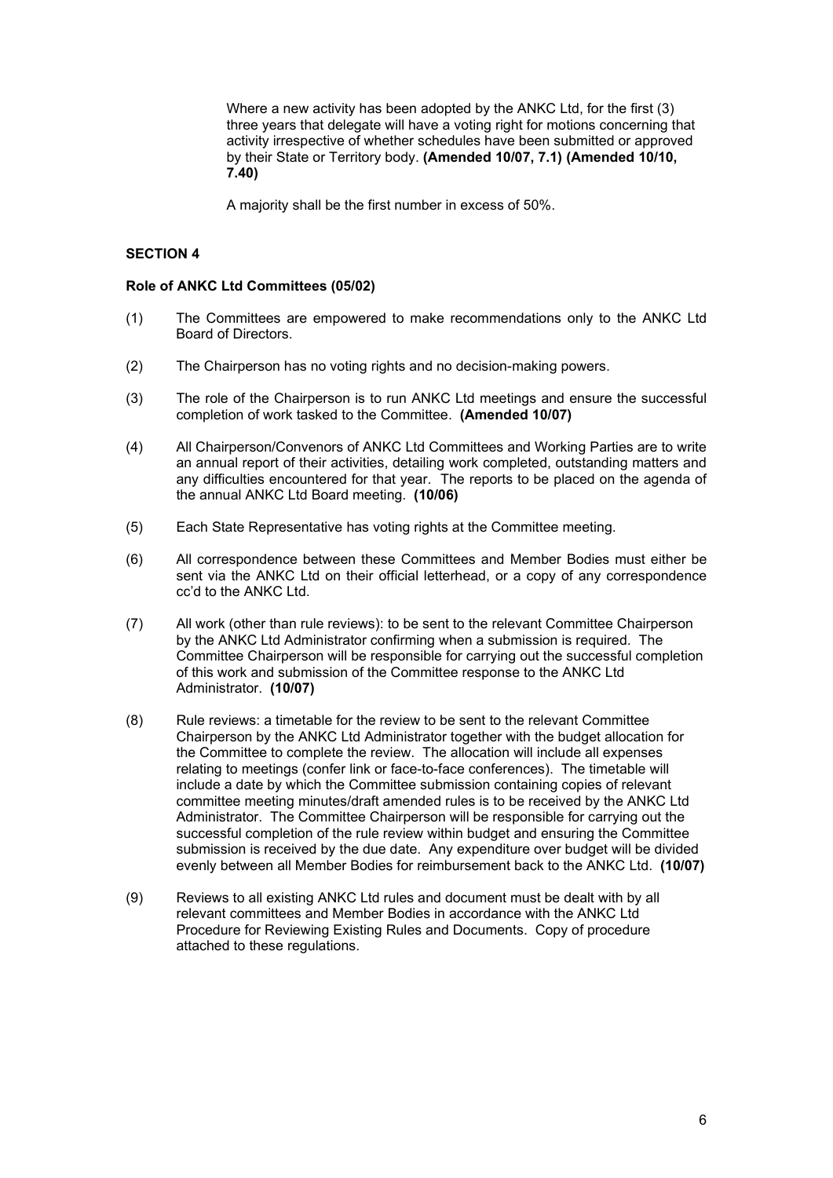Where a new activity has been adopted by the ANKC Ltd, for the first (3) three years that delegate will have a voting right for motions concerning that activity irrespective of whether schedules have been submitted or approved by their State or Territory body. **(Amended 10/07, 7.1) (Amended 10/10, 7.40)**

A majority shall be the first number in excess of 50%.

**SECTION 4**

**Role of ANKC Ltd Committees (05/02)**

(1) The Committees are empowered to make recommendations only to the ANKC Ltd Board of Directors.

(2) The Chairperson has no voting rights and no decision-making powers.

(3) The role of the Chairperson is to run ANKC Ltd meetings and ensure the successful completion of work tasked to the Committee. **(Amended 10/07)**

(4) All Chairperson/Convenors of ANKC Ltd Committees and Working Parties are to write an annual report of their activities, detailing work completed, outstanding matters and any difficulties encountered for that year. The reports to be placed on the agenda of the annual ANKC Ltd Board meeting. **(10/06)**

(5) Each State Representative has voting rights at the Committee meeting.

(6) All correspondence between these Committees and Member Bodies must either be sent via the ANKC Ltd on their official letterhead, or a copy of any correspondence cc'd to the ANKC Ltd.

(7) All work (other than rule reviews): to be sent to the relevant Committee Chairperson by the ANKC Ltd Administrator confirming when a submission is required. The Committee Chairperson will be responsible for carrying out the successful completion of this work and submission of the Committee response to the ANKC Ltd Administrator. **(10/07)**

(8) Rule reviews: a timetable for the review to be sent to the relevant Committee Chairperson by the ANKC Ltd Administrator together with the budget allocation for the Committee to complete the review. The allocation will include all expenses relating to meetings (confer link or face-to-face conferences). The timetable will include a date by which the Committee submission containing copies of relevant committee meeting minutes/draft amended rules is to be received by the ANKC Ltd Administrator. The Committee Chairperson will be responsible for carrying out the successful completion of the rule review within budget and ensuring the Committee submission is received by the due date. Any expenditure over budget will be divided evenly between all Member Bodies for reimbursement back to the ANKC Ltd. **(10/07)**

(9) Reviews to all existing ANKC Ltd rules and document must be dealt with by all relevant committees and Member Bodies in accordance with the ANKC Ltd Procedure for Reviewing Existing Rules and Documents. Copy of procedure attached to these regulations.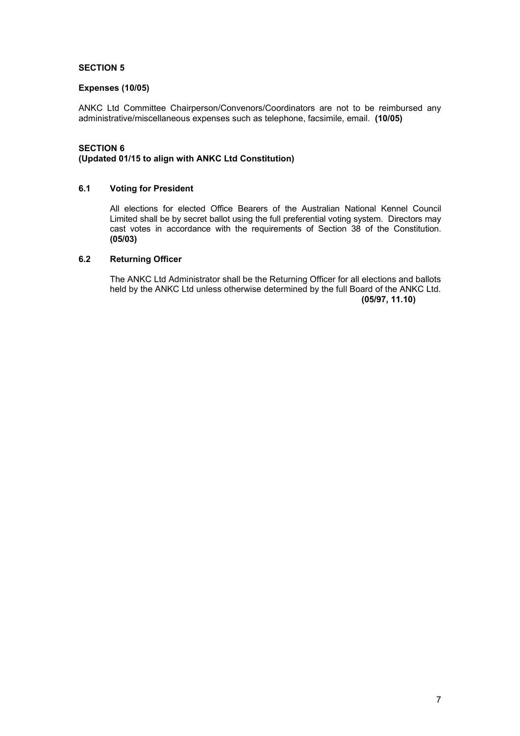## SECTION 5

**Expenses (10/05)**

ANKC Ltd Committee Chairperson/Convenors/Coordinators are not to be reimbursed any administrative/miscellaneous expenses such as telephone, facsimile, email. **(10/05)**

## SECTION 6
**(Updated 01/15 to align with ANKC Ltd Constitution)**

### 6.1 Voting for President

All elections for elected Office Bearers of the Australian National Kennel Council Limited shall be by secret ballot using the full preferential voting system. Directors may cast votes in accordance with the requirements of Section 38 of the Constitution. **(05/03)**

### 6.2 Returning Officer

The ANKC Ltd Administrator shall be the Returning Officer for all elections and ballots held by the ANKC Ltd unless otherwise determined by the full Board of the ANKC Ltd. **(05/97, 11.10)**